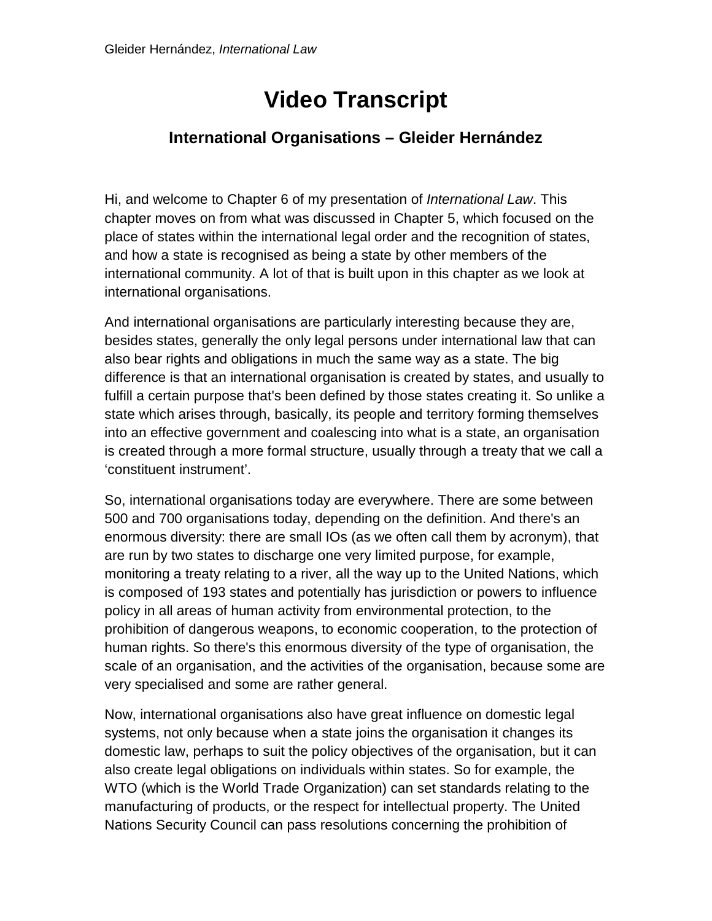# Video Transcript

## International Organisations – Gleider Hernández

Hi, and welcome to Chapter 6 of my presentation of *International Law*. This chapter moves on from what was discussed in Chapter 5, which focused on the place of states within the international legal order and the recognition of states, and how a state is recognised as being a state by other members of the international community. A lot of that is built upon in this chapter as we look at international organisations.

And international organisations are particularly interesting because they are, besides states, generally the only legal persons under international law that can also bear rights and obligations in much the same way as a state. The big difference is that an international organisation is created by states, and usually to fulfill a certain purpose that's been defined by those states creating it. So unlike a state which arises through, basically, its people and territory forming themselves into an effective government and coalescing into what is a state, an organisation is created through a more formal structure, usually through a treaty that we call a 'constituent instrument'.

So, international organisations today are everywhere. There are some between 500 and 700 organisations today, depending on the definition. And there's an enormous diversity: there are small IOs (as we often call them by acronym), that are run by two states to discharge one very limited purpose, for example, monitoring a treaty relating to a river, all the way up to the United Nations, which is composed of 193 states and potentially has jurisdiction or powers to influence policy in all areas of human activity from environmental protection, to the prohibition of dangerous weapons, to economic cooperation, to the protection of human rights. So there's this enormous diversity of the type of organisation, the scale of an organisation, and the activities of the organisation, because some are very specialised and some are rather general.

Now, international organisations also have great influence on domestic legal systems, not only because when a state joins the organisation it changes its domestic law, perhaps to suit the policy objectives of the organisation, but it can also create legal obligations on individuals within states. So for example, the WTO (which is the World Trade Organization) can set standards relating to the manufacturing of products, or the respect for intellectual property. The United Nations Security Council can pass resolutions concerning the prohibition of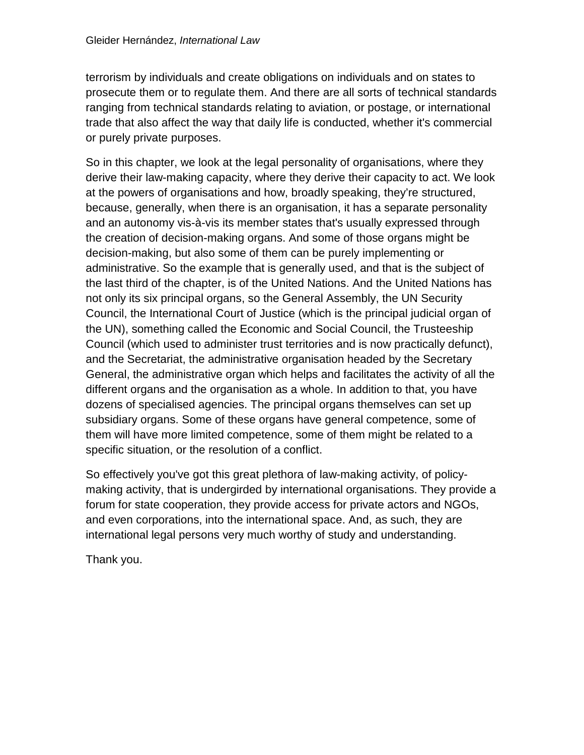terrorism by individuals and create obligations on individuals and on states to prosecute them or to regulate them. And there are all sorts of technical standards ranging from technical standards relating to aviation, or postage, or international trade that also affect the way that daily life is conducted, whether it's commercial or purely private purposes.

So in this chapter, we look at the legal personality of organisations, where they derive their law-making capacity, where they derive their capacity to act. We look at the powers of organisations and how, broadly speaking, they're structured, because, generally, when there is an organisation, it has a separate personality and an autonomy vis-à-vis its member states that's usually expressed through the creation of decision-making organs. And some of those organs might be decision-making, but also some of them can be purely implementing or administrative. So the example that is generally used, and that is the subject of the last third of the chapter, is of the United Nations. And the United Nations has not only its six principal organs, so the General Assembly, the UN Security Council, the International Court of Justice (which is the principal judicial organ of the UN), something called the Economic and Social Council, the Trusteeship Council (which used to administer trust territories and is now practically defunct), and the Secretariat, the administrative organisation headed by the Secretary General, the administrative organ which helps and facilitates the activity of all the different organs and the organisation as a whole. In addition to that, you have dozens of specialised agencies. The principal organs themselves can set up subsidiary organs. Some of these organs have general competence, some of them will have more limited competence, some of them might be related to a specific situation, or the resolution of a conflict.

So effectively you've got this great plethora of law-making activity, of policy-making activity, that is undergirded by international organisations. They provide a forum for state cooperation, they provide access for private actors and NGOs, and even corporations, into the international space. And, as such, they are international legal persons very much worthy of study and understanding.

Thank you.